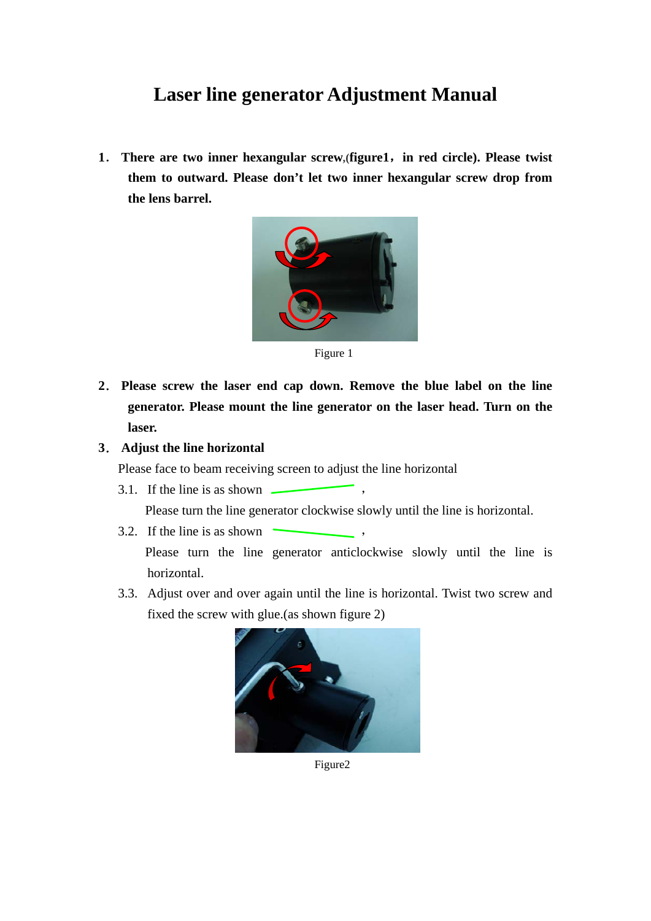# Laser line generator Adjustment Manual

1. **There are two inner hexangular screw,(figure1，in red circle). Please twist them to outward. Please don't let two inner hexangular screw drop from the lens barrel.**

Figure 1

2. **Please screw the laser end cap down. Remove the blue label on the line generator. Please mount the line generator on the laser head. Turn on the laser.**
3. **Adjust the line horizontal**

   Please face to beam receiving screen to adjust the line horizontal

   3.1. If the line is as shown ,

   Please turn the line generator clockwise slowly until the line is horizontal.

   3.2. If the line is as shown ,

   Please turn the line generator anticlockwise slowly until the line is horizontal.

   3.3. Adjust over and over again until the line is horizontal. Twist two screw and fixed the screw with glue.(as shown figure 2)

Figure2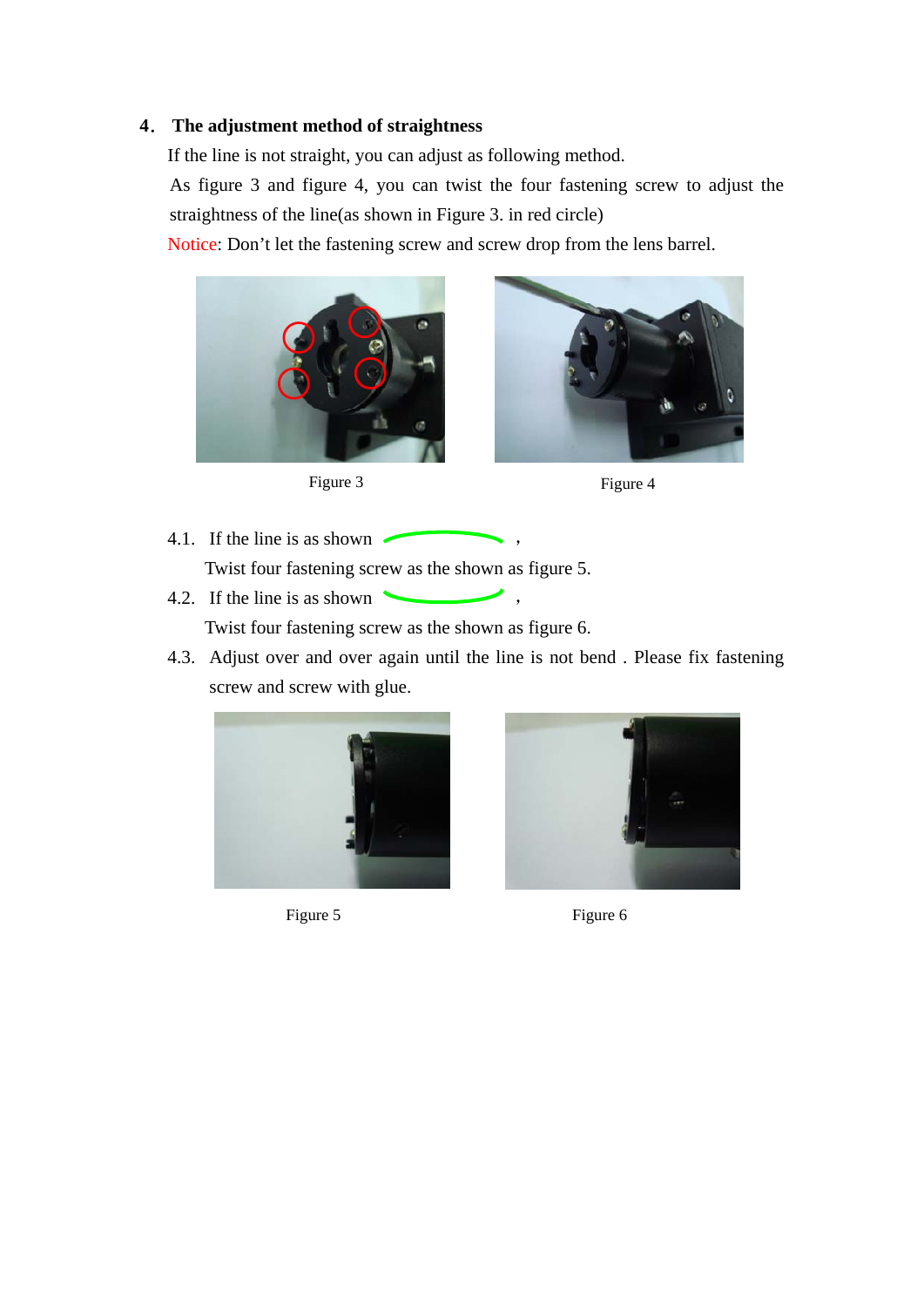## 4. The adjustment method of straightness

If the line is not straight, you can adjust as following method.

As figure 3 and figure 4, you can twist the four fastening screw to adjust the straightness of the line(as shown in Figure 3. in red circle)

Notice: Don't let the fastening screw and screw drop from the lens barrel.

Figure 3

Figure 4

4.1. If the line is as shown ,

Twist four fastening screw as the shown as figure 5.

4.2. If the line is as shown ,

Twist four fastening screw as the shown as figure 6.

4.3. Adjust over and over again until the line is not bend . Please fix fastening screw and screw with glue.

Figure 5

Figure 6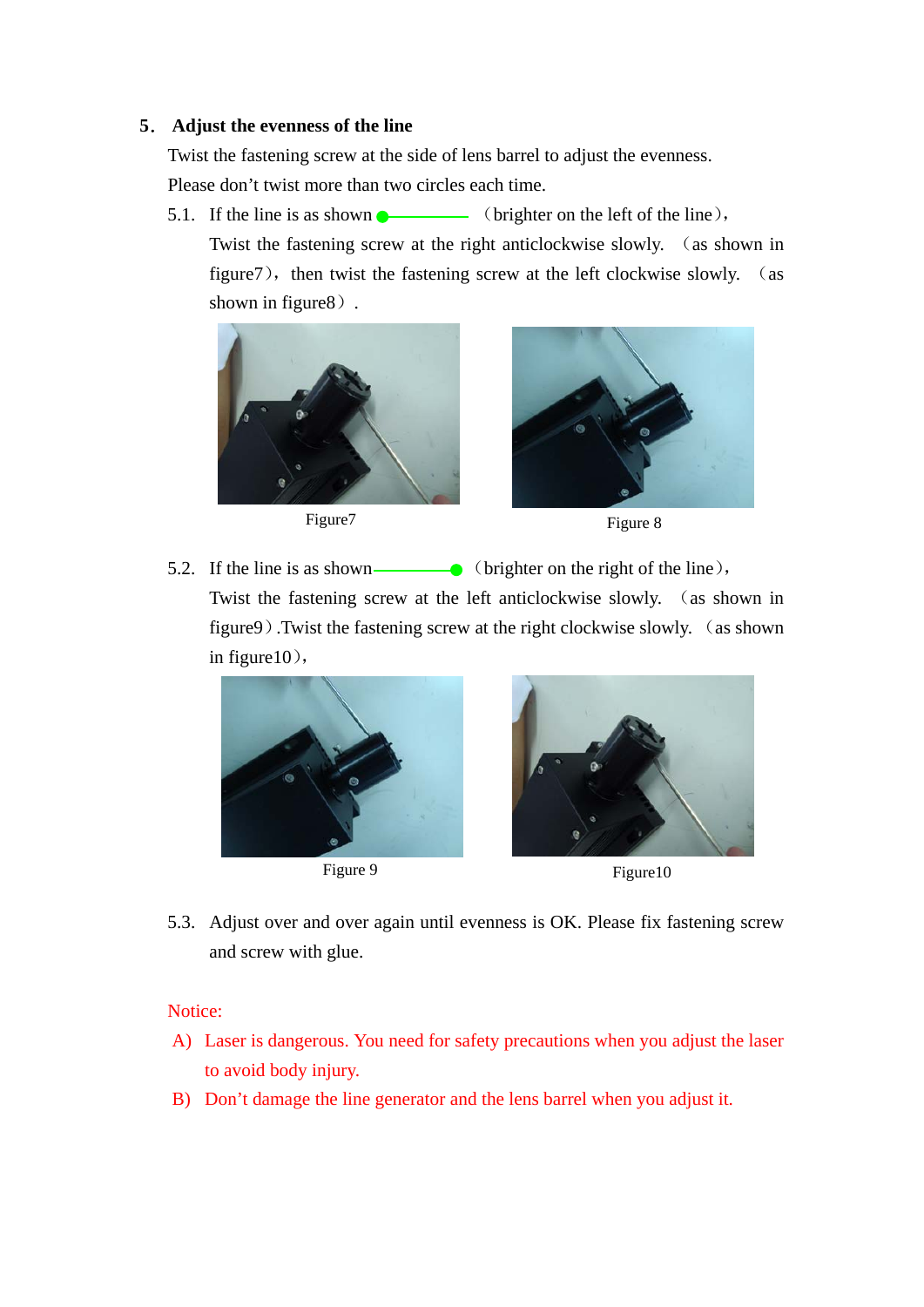5. **Adjust the evenness of the line**

Twist the fastening screw at the side of lens barrel to adjust the evenness.

Please don't twist more than two circles each time.

5.1. If the line is as shown （brighter on the left of the line），

Twist the fastening screw at the right anticlockwise slowly. （as shown in figure7）, then twist the fastening screw at the left clockwise slowly. （as shown in figure8）.

Figure7

Figure 8

5.2. If the line is as shown （brighter on the right of the line），

Twist the fastening screw at the left anticlockwise slowly. （as shown in figure9）.Twist the fastening screw at the right clockwise slowly. （as shown in figure10），

Figure 9

Figure10

5.3. Adjust over and over again until evenness is OK. Please fix fastening screw and screw with glue.

Notice:

A) Laser is dangerous. You need for safety precautions when you adjust the laser to avoid body injury.

B) Don't damage the line generator and the lens barrel when you adjust it.